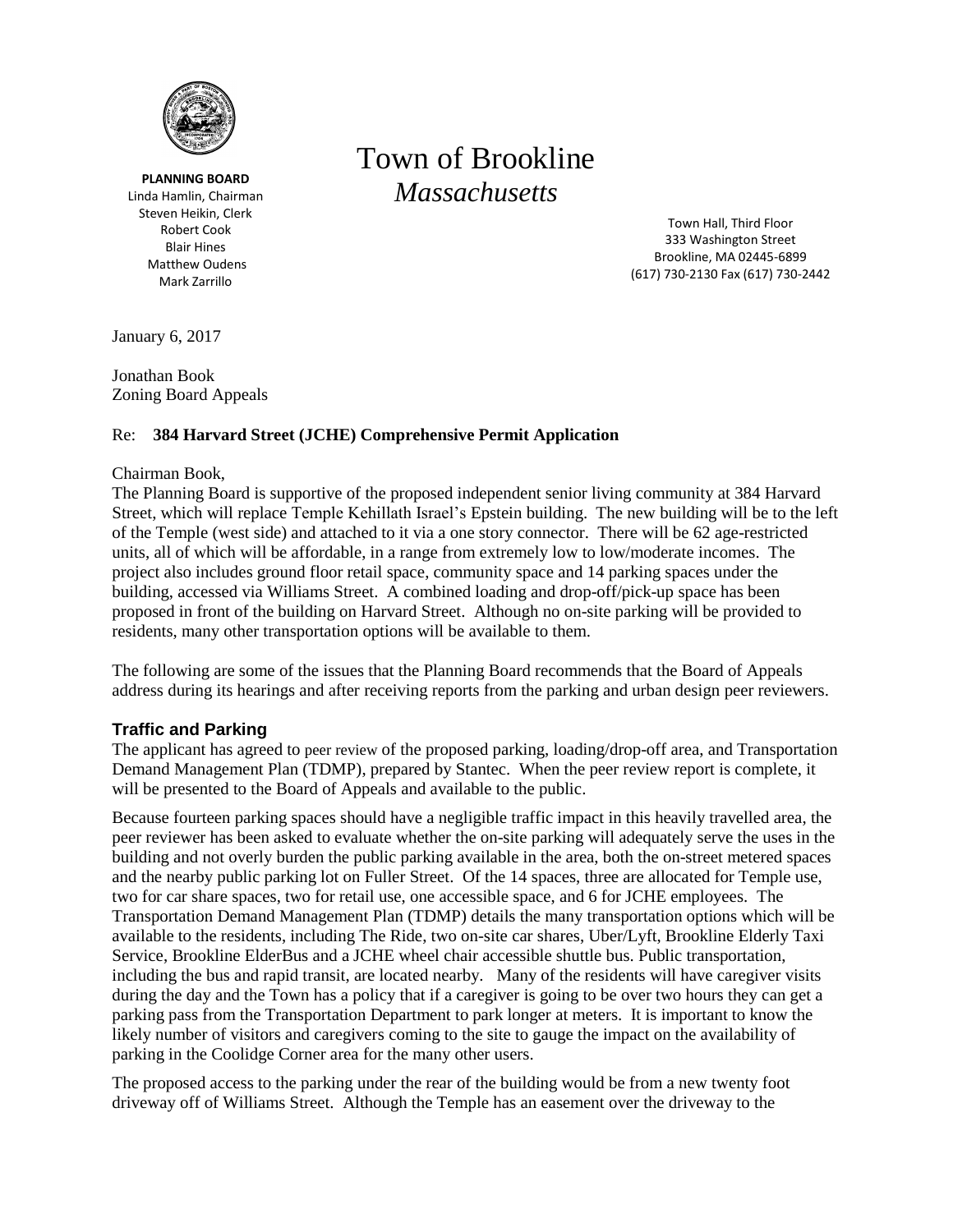**PLANNING BOARD**
Linda Hamlin, Chairman
Steven Heikin, Clerk
Robert Cook
Blair Hines
Matthew Oudens
Mark Zarrillo

# Town of Brookline
## *Massachusetts*

Town Hall, Third Floor
333 Washington Street
Brookline, MA 02445-6899
(617) 730-2130 Fax (617) 730-2442

January 6, 2017

Jonathan Book
Zoning Board Appeals

Re: **384 Harvard Street (JCHE) Comprehensive Permit Application**

Chairman Book,

The Planning Board is supportive of the proposed independent senior living community at 384 Harvard Street, which will replace Temple Kehillath Israel's Epstein building. The new building will be to the left of the Temple (west side) and attached to it via a one story connector. There will be 62 age-restricted units, all of which will be affordable, in a range from extremely low to low/moderate incomes. The project also includes ground floor retail space, community space and 14 parking spaces under the building, accessed via Williams Street. A combined loading and drop-off/pick-up space has been proposed in front of the building on Harvard Street. Although no on-site parking will be provided to residents, many other transportation options will be available to them.

The following are some of the issues that the Planning Board recommends that the Board of Appeals address during its hearings and after receiving reports from the parking and urban design peer reviewers.

### Traffic and Parking

The applicant has agreed to peer review of the proposed parking, loading/drop-off area, and Transportation Demand Management Plan (TDMP), prepared by Stantec. When the peer review report is complete, it will be presented to the Board of Appeals and available to the public.

Because fourteen parking spaces should have a negligible traffic impact in this heavily travelled area, the peer reviewer has been asked to evaluate whether the on-site parking will adequately serve the uses in the building and not overly burden the public parking available in the area, both the on-street metered spaces and the nearby public parking lot on Fuller Street. Of the 14 spaces, three are allocated for Temple use, two for car share spaces, two for retail use, one accessible space, and 6 for JCHE employees. The Transportation Demand Management Plan (TDMP) details the many transportation options which will be available to the residents, including The Ride, two on-site car shares, Uber/Lyft, Brookline Elderly Taxi Service, Brookline ElderBus and a JCHE wheel chair accessible shuttle bus. Public transportation, including the bus and rapid transit, are located nearby. Many of the residents will have caregiver visits during the day and the Town has a policy that if a caregiver is going to be over two hours they can get a parking pass from the Transportation Department to park longer at meters. It is important to know the likely number of visitors and caregivers coming to the site to gauge the impact on the availability of parking in the Coolidge Corner area for the many other users.

The proposed access to the parking under the rear of the building would be from a new twenty foot driveway off of Williams Street. Although the Temple has an easement over the driveway to the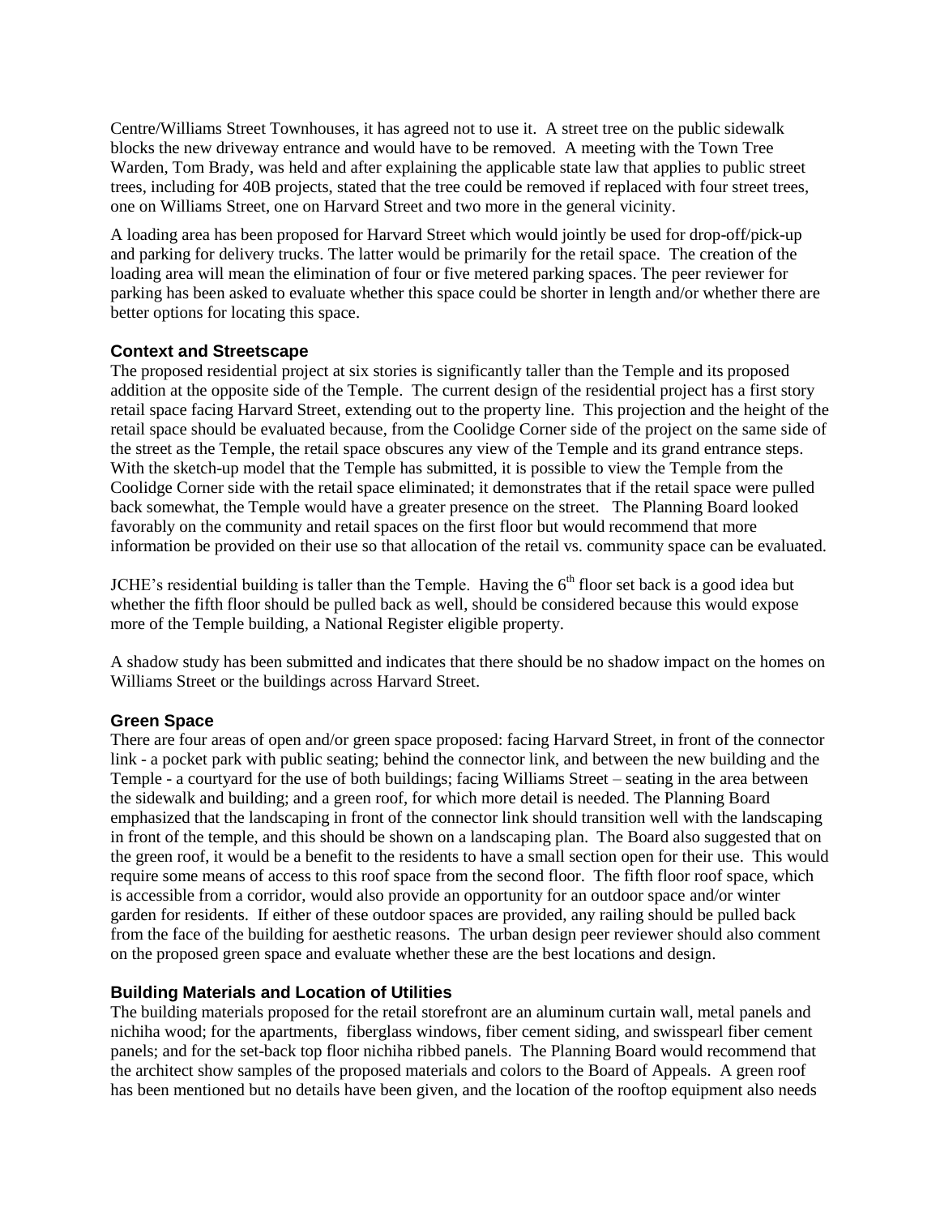Centre/Williams Street Townhouses, it has agreed not to use it. A street tree on the public sidewalk blocks the new driveway entrance and would have to be removed. A meeting with the Town Tree Warden, Tom Brady, was held and after explaining the applicable state law that applies to public street trees, including for 40B projects, stated that the tree could be removed if replaced with four street trees, one on Williams Street, one on Harvard Street and two more in the general vicinity.

A loading area has been proposed for Harvard Street which would jointly be used for drop-off/pick-up and parking for delivery trucks. The latter would be primarily for the retail space. The creation of the loading area will mean the elimination of four or five metered parking spaces. The peer reviewer for parking has been asked to evaluate whether this space could be shorter in length and/or whether there are better options for locating this space.

### Context and Streetscape

The proposed residential project at six stories is significantly taller than the Temple and its proposed addition at the opposite side of the Temple. The current design of the residential project has a first story retail space facing Harvard Street, extending out to the property line. This projection and the height of the retail space should be evaluated because, from the Coolidge Corner side of the project on the same side of the street as the Temple, the retail space obscures any view of the Temple and its grand entrance steps. With the sketch-up model that the Temple has submitted, it is possible to view the Temple from the Coolidge Corner side with the retail space eliminated; it demonstrates that if the retail space were pulled back somewhat, the Temple would have a greater presence on the street. The Planning Board looked favorably on the community and retail spaces on the first floor but would recommend that more information be provided on their use so that allocation of the retail vs. community space can be evaluated.

JCHE's residential building is taller than the Temple. Having the 6th floor set back is a good idea but whether the fifth floor should be pulled back as well, should be considered because this would expose more of the Temple building, a National Register eligible property.

A shadow study has been submitted and indicates that there should be no shadow impact on the homes on Williams Street or the buildings across Harvard Street.

### Green Space

There are four areas of open and/or green space proposed: facing Harvard Street, in front of the connector link - a pocket park with public seating; behind the connector link, and between the new building and the Temple - a courtyard for the use of both buildings; facing Williams Street – seating in the area between the sidewalk and building; and a green roof, for which more detail is needed. The Planning Board emphasized that the landscaping in front of the connector link should transition well with the landscaping in front of the temple, and this should be shown on a landscaping plan. The Board also suggested that on the green roof, it would be a benefit to the residents to have a small section open for their use. This would require some means of access to this roof space from the second floor. The fifth floor roof space, which is accessible from a corridor, would also provide an opportunity for an outdoor space and/or winter garden for residents. If either of these outdoor spaces are provided, any railing should be pulled back from the face of the building for aesthetic reasons. The urban design peer reviewer should also comment on the proposed green space and evaluate whether these are the best locations and design.

### Building Materials and Location of Utilities

The building materials proposed for the retail storefront are an aluminum curtain wall, metal panels and nichiha wood; for the apartments, fiberglass windows, fiber cement siding, and swisspearl fiber cement panels; and for the set-back top floor nichiha ribbed panels. The Planning Board would recommend that the architect show samples of the proposed materials and colors to the Board of Appeals. A green roof has been mentioned but no details have been given, and the location of the rooftop equipment also needs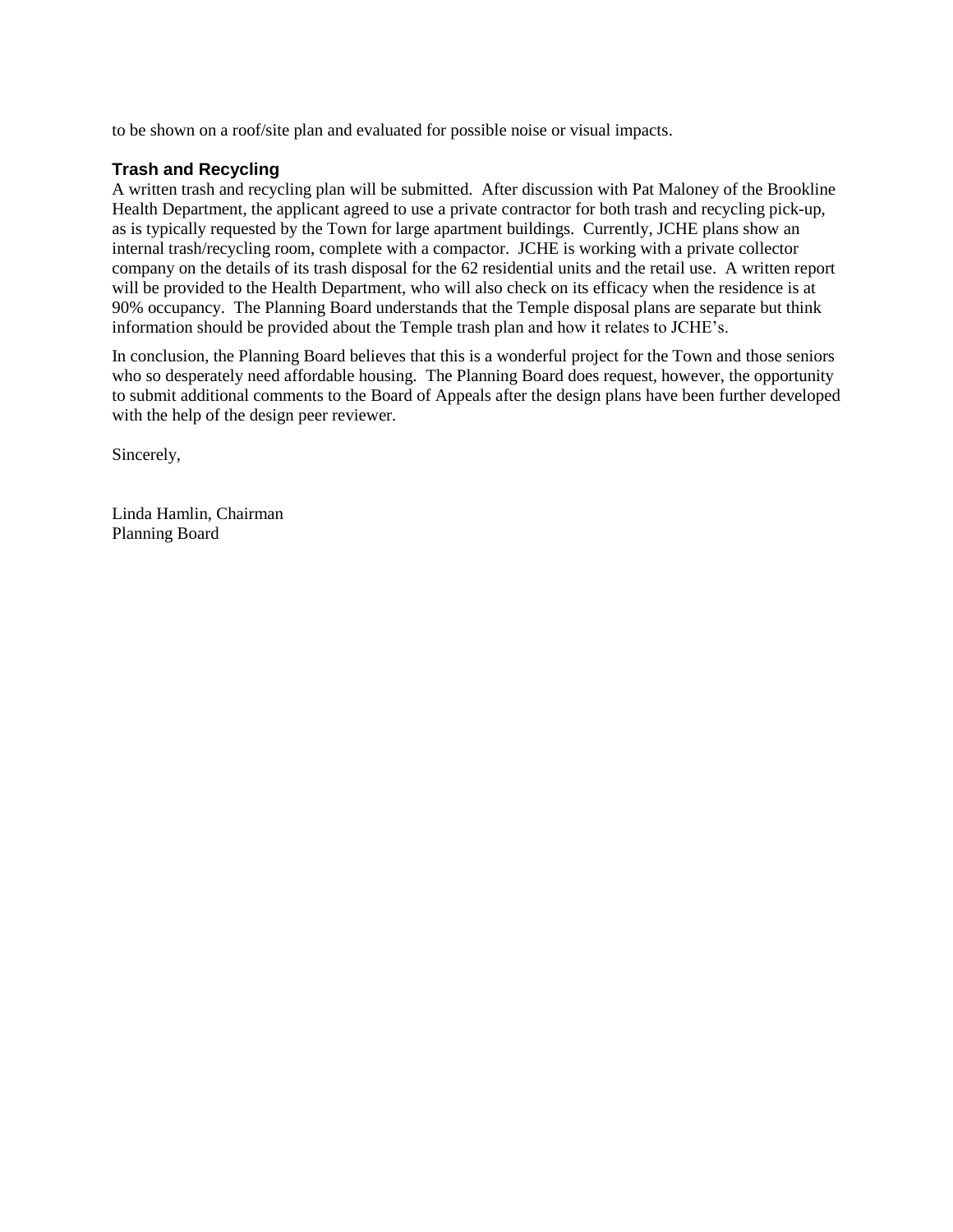to be shown on a roof/site plan and evaluated for possible noise or visual impacts.

### Trash and Recycling

A written trash and recycling plan will be submitted. After discussion with Pat Maloney of the Brookline Health Department, the applicant agreed to use a private contractor for both trash and recycling pick-up, as is typically requested by the Town for large apartment buildings. Currently, JCHE plans show an internal trash/recycling room, complete with a compactor. JCHE is working with a private collector company on the details of its trash disposal for the 62 residential units and the retail use. A written report will be provided to the Health Department, who will also check on its efficacy when the residence is at 90% occupancy. The Planning Board understands that the Temple disposal plans are separate but think information should be provided about the Temple trash plan and how it relates to JCHE's.

In conclusion, the Planning Board believes that this is a wonderful project for the Town and those seniors who so desperately need affordable housing. The Planning Board does request, however, the opportunity to submit additional comments to the Board of Appeals after the design plans have been further developed with the help of the design peer reviewer.

Sincerely,

Linda Hamlin, Chairman
Planning Board